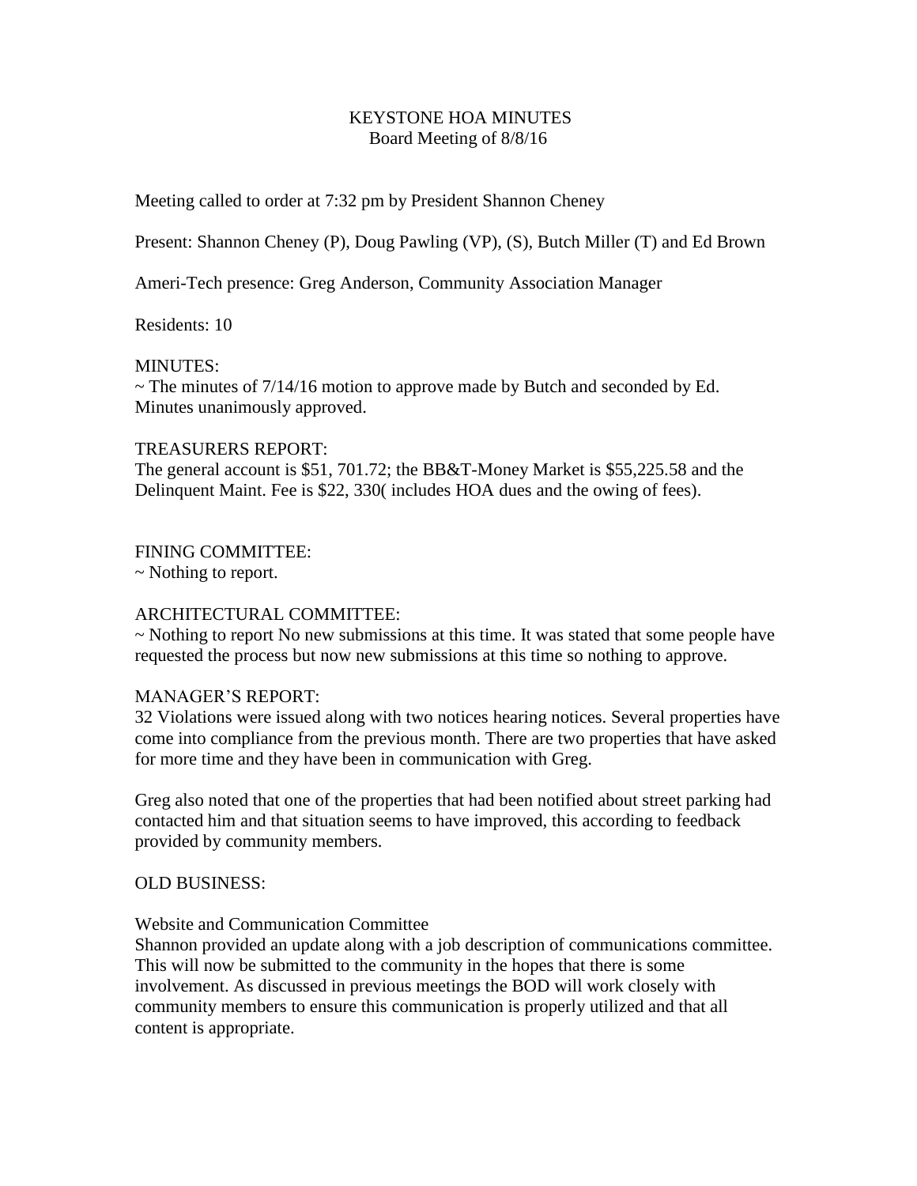KEYSTONE HOA MINUTES
Board Meeting of 8/8/16

Meeting called to order at 7:32 pm by President Shannon Cheney

Present: Shannon Cheney (P), Doug Pawling (VP), (S), Butch Miller (T) and Ed Brown

Ameri-Tech presence: Greg Anderson, Community Association Manager

Residents: 10

MINUTES:
~ The minutes of 7/14/16 motion to approve made by Butch and seconded by Ed. Minutes unanimously approved.

TREASURERS REPORT:
The general account is $51, 701.72; the BB&T-Money Market is $55,225.58 and the Delinquent Maint. Fee is $22, 330( includes HOA dues and the owing of fees).

FINING COMMITTEE:
~ Nothing to report.

ARCHITECTURAL COMMITTEE:
~ Nothing to report No new submissions at this time. It was stated that some people have requested the process but now new submissions at this time so nothing to approve.

MANAGER'S REPORT:
32 Violations were issued along with two notices hearing notices. Several properties have come into compliance from the previous month. There are two properties that have asked for more time and they have been in communication with Greg.

Greg also noted that one of the properties that had been notified about street parking had contacted him and that situation seems to have improved, this according to feedback provided by community members.

OLD BUSINESS:

Website and Communication Committee
Shannon provided an update along with a job description of communications committee. This will now be submitted to the community in the hopes that there is some involvement. As discussed in previous meetings the BOD will work closely with community members to ensure this communication is properly utilized and that all content is appropriate.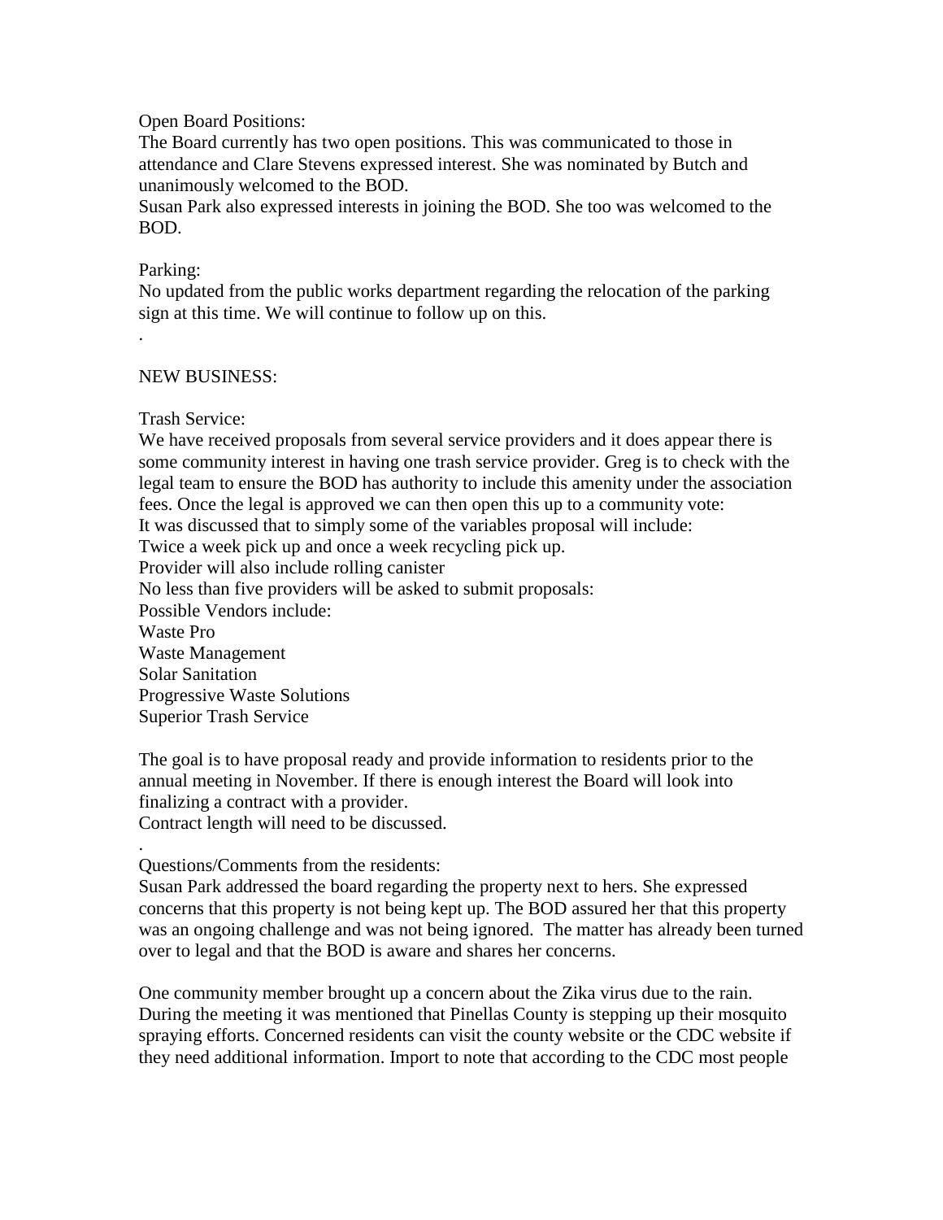Open Board Positions:
The Board currently has two open positions. This was communicated to those in attendance and Clare Stevens expressed interest. She was nominated by Butch and unanimously welcomed to the BOD.
Susan Park also expressed interests in joining the BOD. She too was welcomed to the BOD.

Parking:
No updated from the public works department regarding the relocation of the parking sign at this time. We will continue to follow up on this.
.

NEW BUSINESS:

Trash Service:
We have received proposals from several service providers and it does appear there is some community interest in having one trash service provider. Greg is to check with the legal team to ensure the BOD has authority to include this amenity under the association fees. Once the legal is approved we can then open this up to a community vote:
It was discussed that to simply some of the variables proposal will include:
Twice a week pick up and once a week recycling pick up.
Provider will also include rolling canister
No less than five providers will be asked to submit proposals:
Possible Vendors include:
Waste Pro
Waste Management
Solar Sanitation
Progressive Waste Solutions
Superior Trash Service

The goal is to have proposal ready and provide information to residents prior to the annual meeting in November. If there is enough interest the Board will look into finalizing a contract with a provider.
Contract length will need to be discussed.
.
Questions/Comments from the residents:
Susan Park addressed the board regarding the property next to hers. She expressed concerns that this property is not being kept up. The BOD assured her that this property was an ongoing challenge and was not being ignored. The matter has already been turned over to legal and that the BOD is aware and shares her concerns.

One community member brought up a concern about the Zika virus due to the rain. During the meeting it was mentioned that Pinellas County is stepping up their mosquito spraying efforts. Concerned residents can visit the county website or the CDC website if they need additional information. Import to note that according to the CDC most people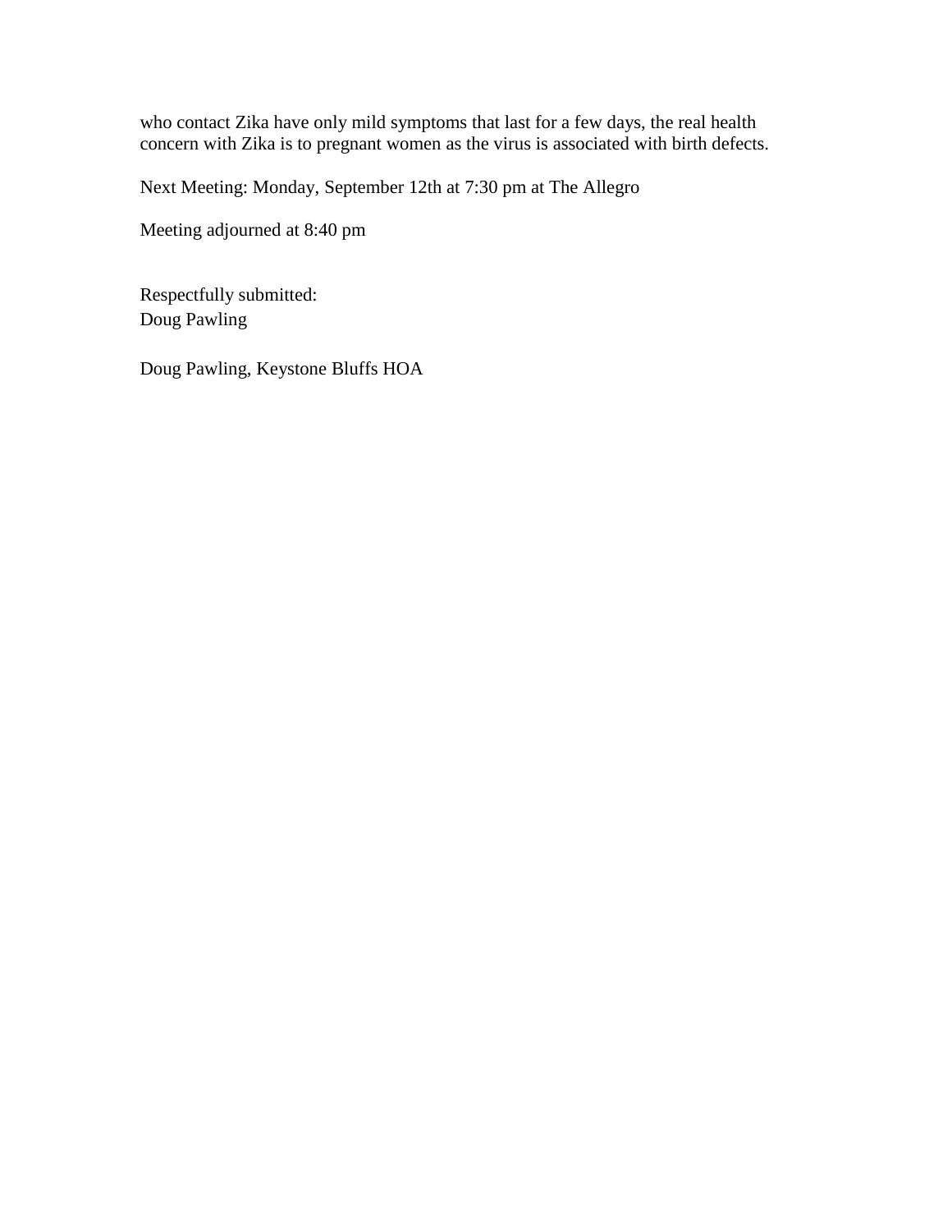who contact Zika have only mild symptoms that last for a few days, the real health concern with Zika is to pregnant women as the virus is associated with birth defects.

Next Meeting: Monday, September 12th at 7:30 pm at The Allegro

Meeting adjourned at 8:40 pm

Respectfully submitted:
Doug Pawling

Doug Pawling, Keystone Bluffs HOA